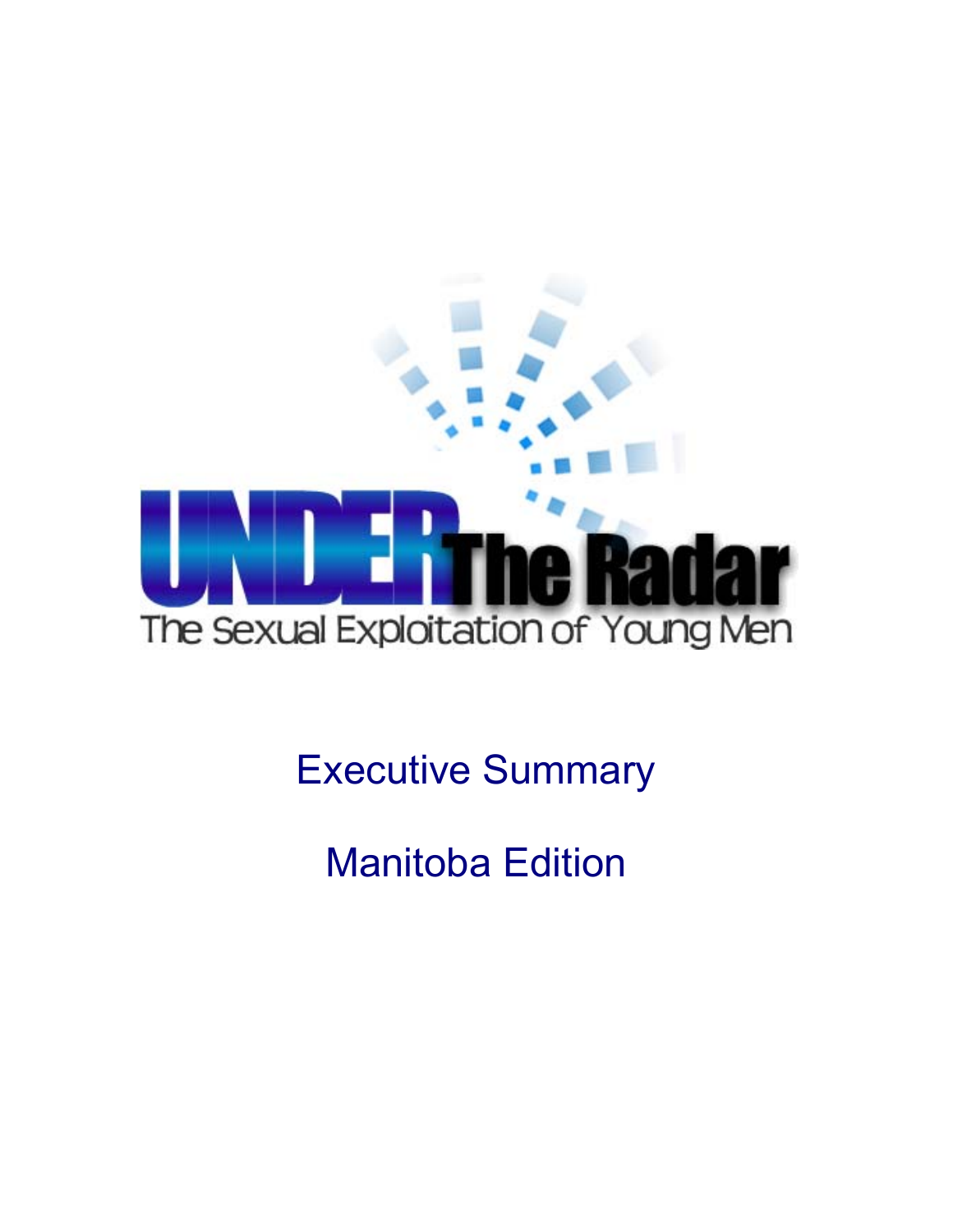# UNDER The Radar

## The Sexual Exploitation of Young Men

Executive Summary

Manitoba Edition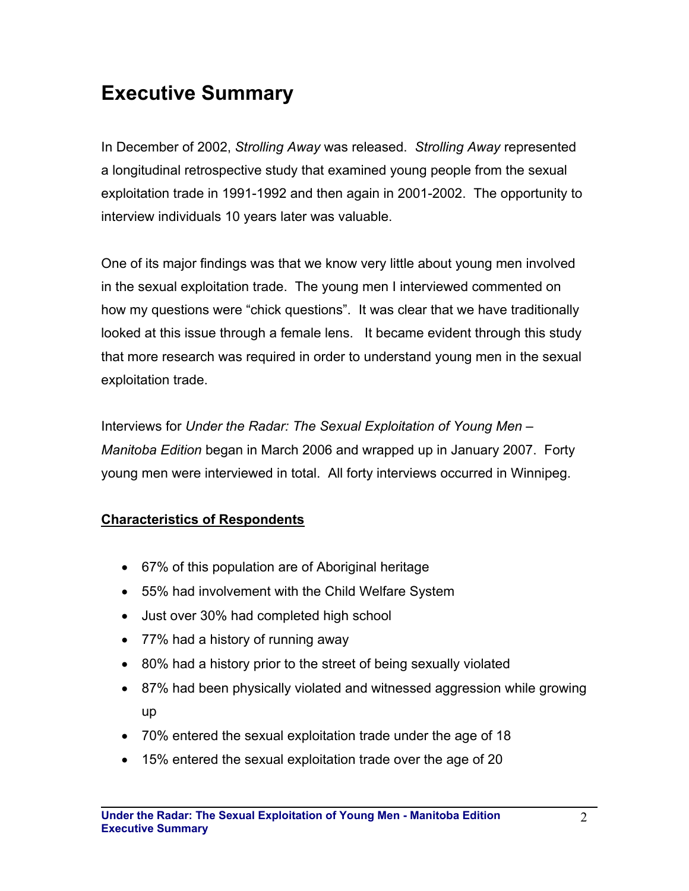# Executive Summary

In December of 2002, *Strolling Away* was released. *Strolling Away* represented a longitudinal retrospective study that examined young people from the sexual exploitation trade in 1991-1992 and then again in 2001-2002. The opportunity to interview individuals 10 years later was valuable.

One of its major findings was that we know very little about young men involved in the sexual exploitation trade. The young men I interviewed commented on how my questions were "chick questions". It was clear that we have traditionally looked at this issue through a female lens. It became evident through this study that more research was required in order to understand young men in the sexual exploitation trade.

Interviews for *Under the Radar: The Sexual Exploitation of Young Men – Manitoba Edition* began in March 2006 and wrapped up in January 2007. Forty young men were interviewed in total. All forty interviews occurred in Winnipeg.

## Characteristics of Respondents

- 67% of this population are of Aboriginal heritage
- 55% had involvement with the Child Welfare System
- Just over 30% had completed high school
- 77% had a history of running away
- 80% had a history prior to the street of being sexually violated
- 87% had been physically violated and witnessed aggression while growing up
- 70% entered the sexual exploitation trade under the age of 18
- 15% entered the sexual exploitation trade over the age of 20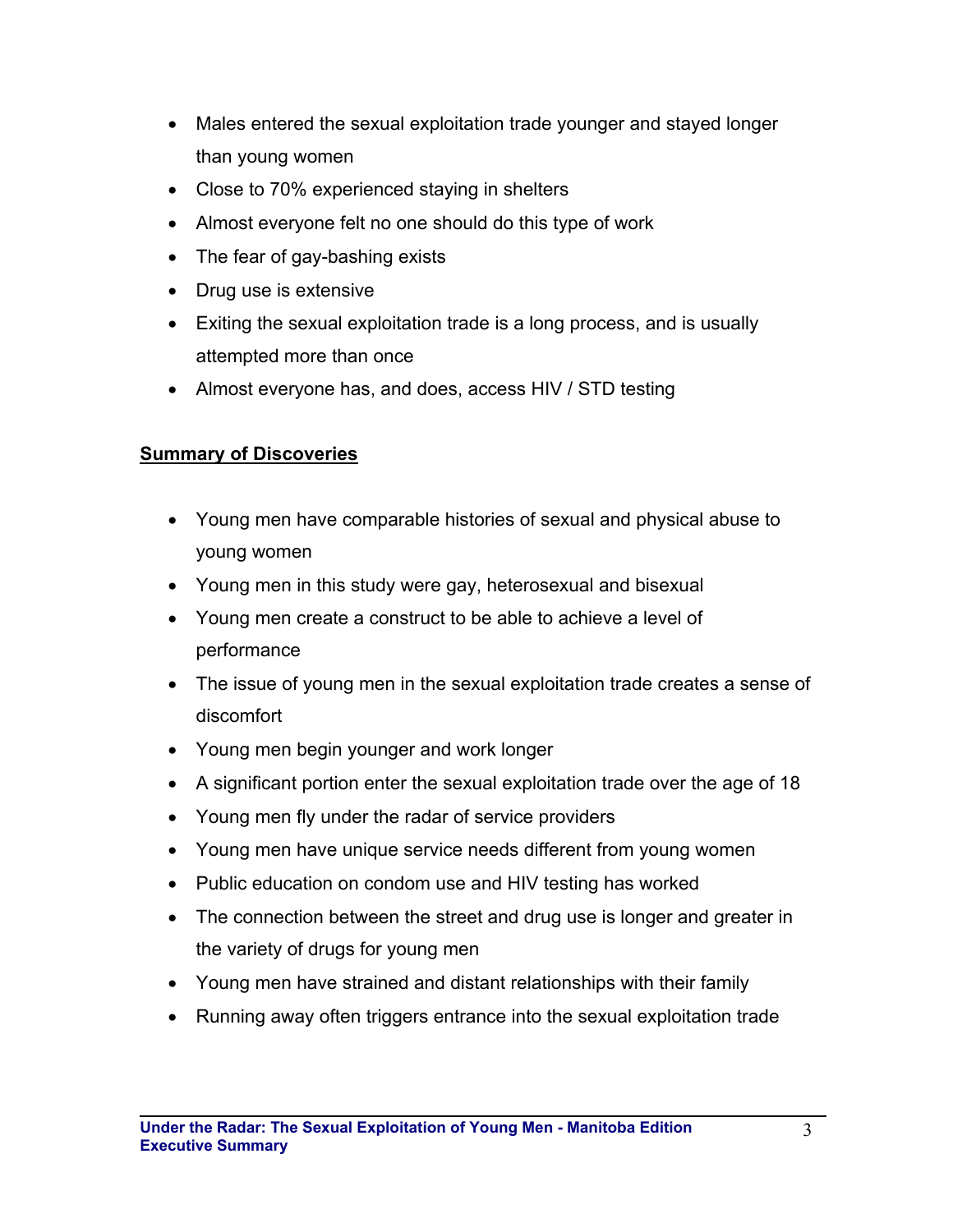- Males entered the sexual exploitation trade younger and stayed longer than young women
- Close to 70% experienced staying in shelters
- Almost everyone felt no one should do this type of work
- The fear of gay-bashing exists
- Drug use is extensive
- Exiting the sexual exploitation trade is a long process, and is usually attempted more than once
- Almost everyone has, and does, access HIV / STD testing

## Summary of Discoveries

- Young men have comparable histories of sexual and physical abuse to young women
- Young men in this study were gay, heterosexual and bisexual
- Young men create a construct to be able to achieve a level of performance
- The issue of young men in the sexual exploitation trade creates a sense of discomfort
- Young men begin younger and work longer
- A significant portion enter the sexual exploitation trade over the age of 18
- Young men fly under the radar of service providers
- Young men have unique service needs different from young women
- Public education on condom use and HIV testing has worked
- The connection between the street and drug use is longer and greater in the variety of drugs for young men
- Young men have strained and distant relationships with their family
- Running away often triggers entrance into the sexual exploitation trade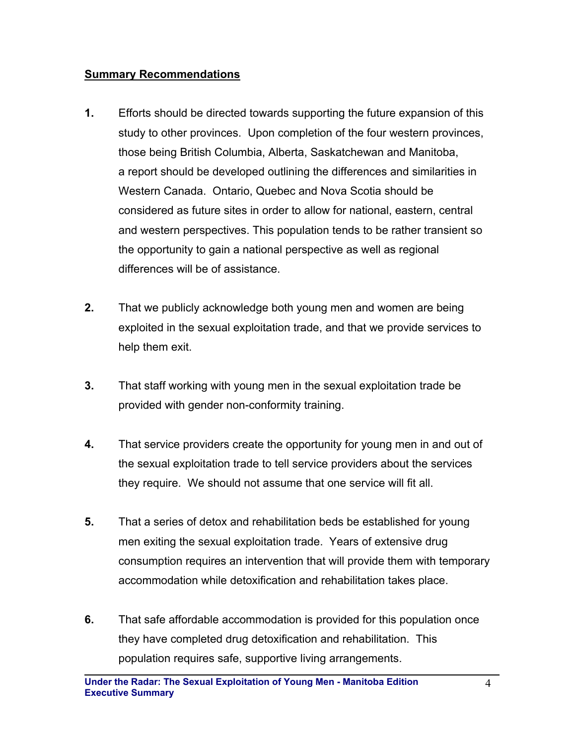## Summary Recommendations

1. Efforts should be directed towards supporting the future expansion of this study to other provinces. Upon completion of the four western provinces, those being British Columbia, Alberta, Saskatchewan and Manitoba, a report should be developed outlining the differences and similarities in Western Canada. Ontario, Quebec and Nova Scotia should be considered as future sites in order to allow for national, eastern, central and western perspectives. This population tends to be rather transient so the opportunity to gain a national perspective as well as regional differences will be of assistance.

2. That we publicly acknowledge both young men and women are being exploited in the sexual exploitation trade, and that we provide services to help them exit.

3. That staff working with young men in the sexual exploitation trade be provided with gender non-conformity training.

4. That service providers create the opportunity for young men in and out of the sexual exploitation trade to tell service providers about the services they require. We should not assume that one service will fit all.

5. That a series of detox and rehabilitation beds be established for young men exiting the sexual exploitation trade. Years of extensive drug consumption requires an intervention that will provide them with temporary accommodation while detoxification and rehabilitation takes place.

6. That safe affordable accommodation is provided for this population once they have completed drug detoxification and rehabilitation. This population requires safe, supportive living arrangements.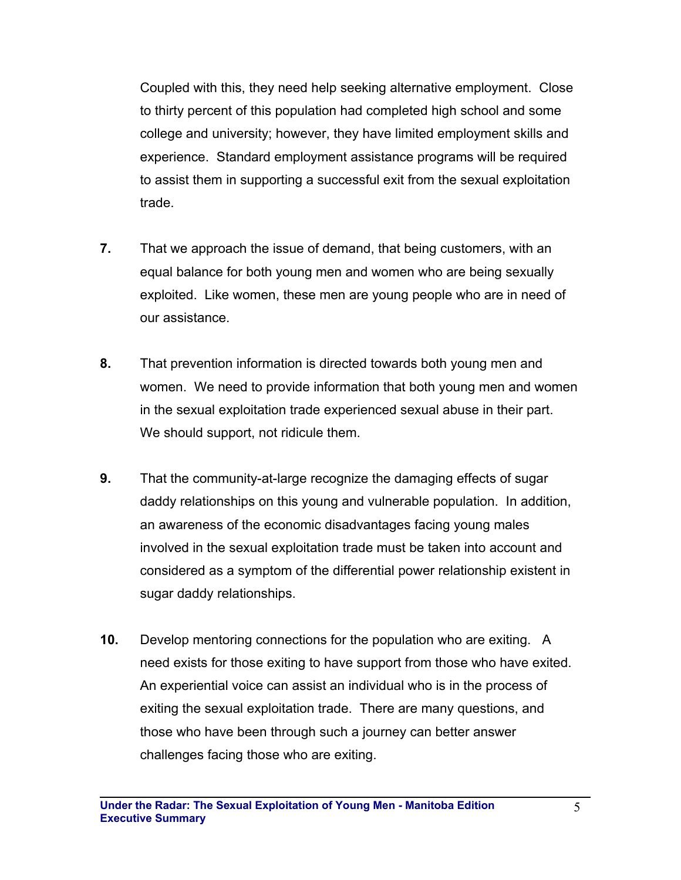Coupled with this, they need help seeking alternative employment. Close to thirty percent of this population had completed high school and some college and university; however, they have limited employment skills and experience. Standard employment assistance programs will be required to assist them in supporting a successful exit from the sexual exploitation trade.

**7.** That we approach the issue of demand, that being customers, with an equal balance for both young men and women who are being sexually exploited. Like women, these men are young people who are in need of our assistance.

**8.** That prevention information is directed towards both young men and women. We need to provide information that both young men and women in the sexual exploitation trade experienced sexual abuse in their part. We should support, not ridicule them.

**9.** That the community-at-large recognize the damaging effects of sugar daddy relationships on this young and vulnerable population. In addition, an awareness of the economic disadvantages facing young males involved in the sexual exploitation trade must be taken into account and considered as a symptom of the differential power relationship existent in sugar daddy relationships.

**10.** Develop mentoring connections for the population who are exiting. A need exists for those exiting to have support from those who have exited. An experiential voice can assist an individual who is in the process of exiting the sexual exploitation trade. There are many questions, and those who have been through such a journey can better answer challenges facing those who are exiting.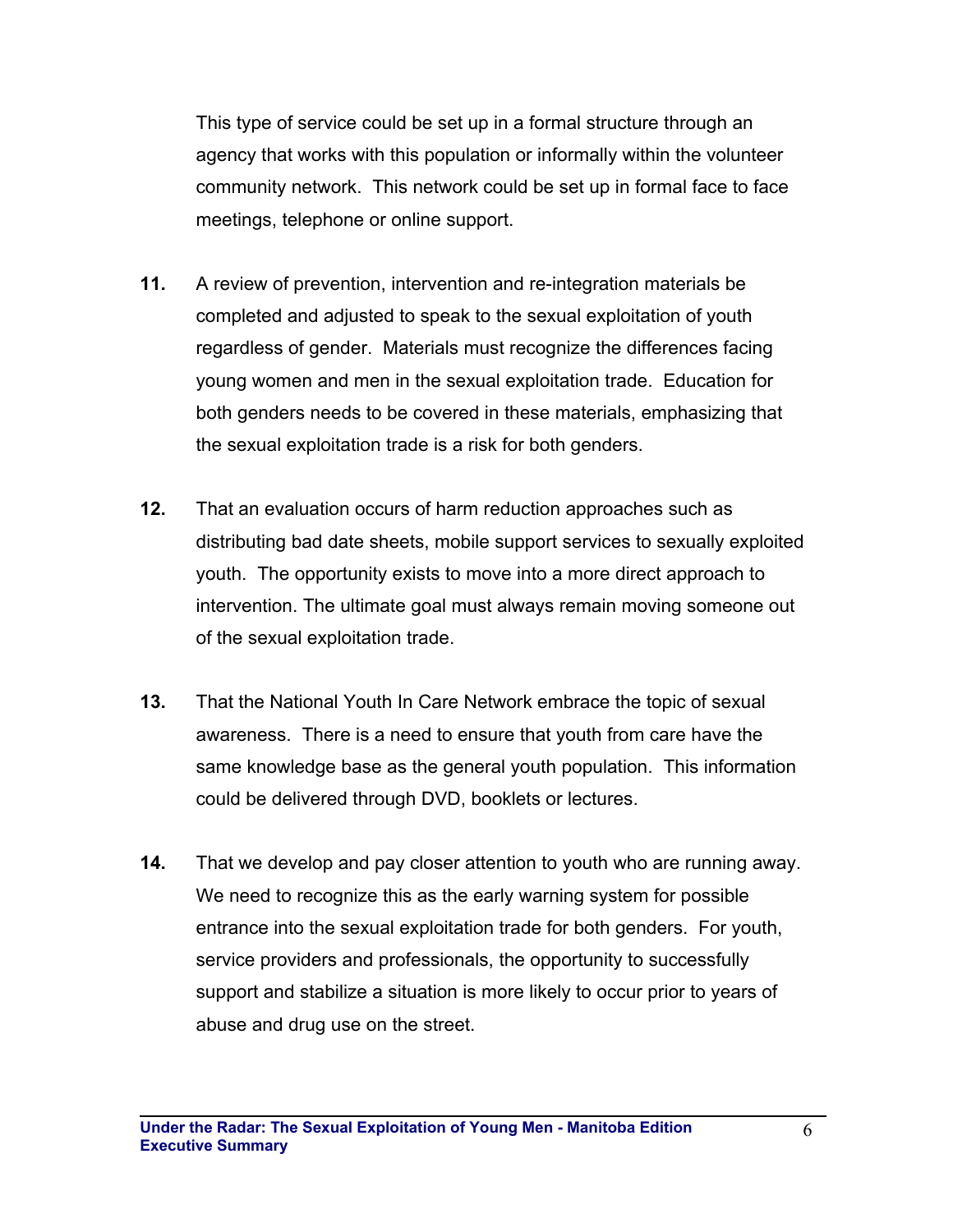This type of service could be set up in a formal structure through an agency that works with this population or informally within the volunteer community network. This network could be set up in formal face to face meetings, telephone or online support.

**11.** A review of prevention, intervention and re-integration materials be completed and adjusted to speak to the sexual exploitation of youth regardless of gender. Materials must recognize the differences facing young women and men in the sexual exploitation trade. Education for both genders needs to be covered in these materials, emphasizing that the sexual exploitation trade is a risk for both genders.

**12.** That an evaluation occurs of harm reduction approaches such as distributing bad date sheets, mobile support services to sexually exploited youth. The opportunity exists to move into a more direct approach to intervention. The ultimate goal must always remain moving someone out of the sexual exploitation trade.

**13.** That the National Youth In Care Network embrace the topic of sexual awareness. There is a need to ensure that youth from care have the same knowledge base as the general youth population. This information could be delivered through DVD, booklets or lectures.

**14.** That we develop and pay closer attention to youth who are running away. We need to recognize this as the early warning system for possible entrance into the sexual exploitation trade for both genders. For youth, service providers and professionals, the opportunity to successfully support and stabilize a situation is more likely to occur prior to years of abuse and drug use on the street.